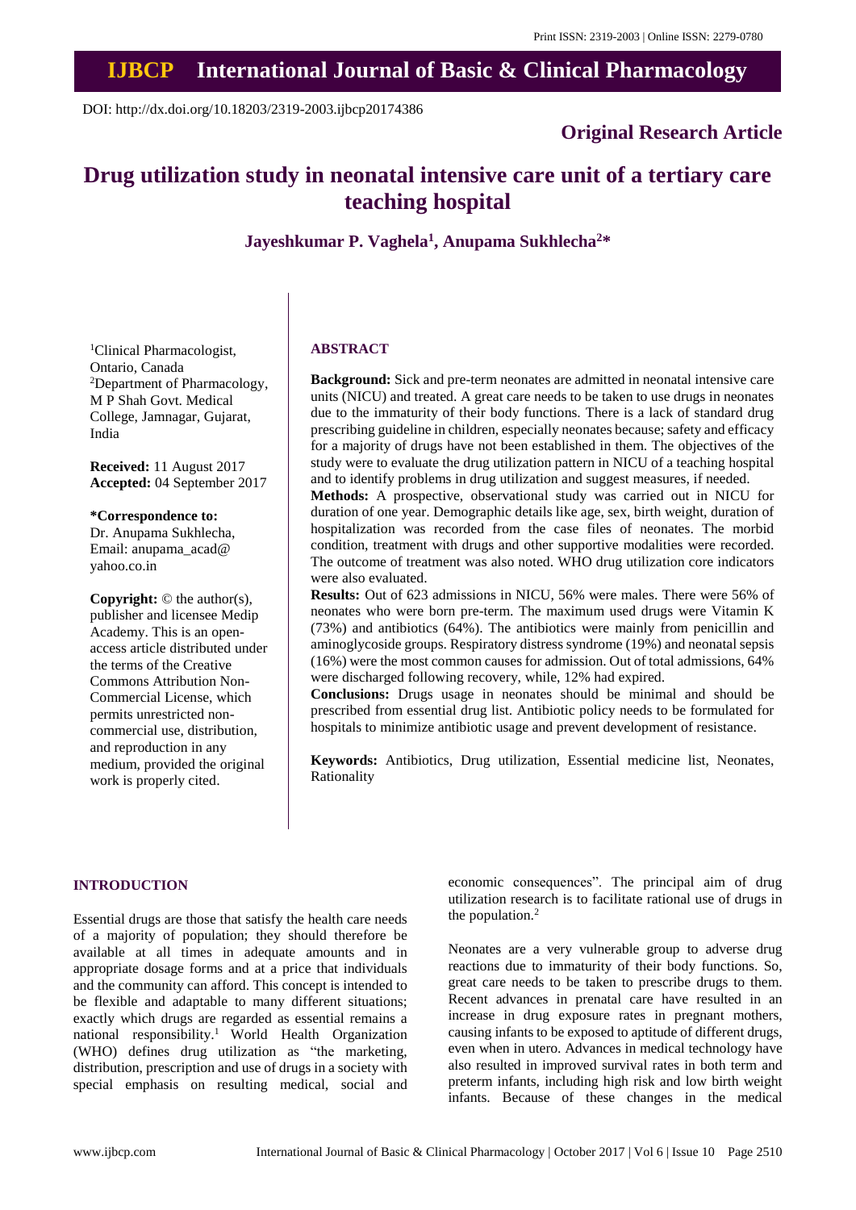Print ISSN: 2319-2003 | Online ISSN: 2279-0780

# IJBCP International Journal of Basic & Clinical Pharmacology

DOI: http://dx.doi.org/10.18203/2319-2003.ijbcp20174386

**Original Research Article**

# Drug utilization study in neonatal intensive care unit of a tertiary care teaching hospital

**Jayeshkumar P. Vaghela[1], Anupama Sukhlecha[2]***

[1]Clinical Pharmacologist, Ontario, Canada
[2]Department of Pharmacology, M P Shah Govt. Medical College, Jamnagar, Gujarat, India

**Received:** 11 August 2017
**Accepted:** 04 September 2017

**\*Correspondence to:**
Dr. Anupama Sukhlecha,
Email: anupama_acad@yahoo.co.in

**Copyright:** © the author(s), publisher and licensee Medip Academy. This is an open-access article distributed under the terms of the Creative Commons Attribution Non-Commercial License, which permits unrestricted non-commercial use, distribution, and reproduction in any medium, provided the original work is properly cited.

## ABSTRACT

**Background:** Sick and pre-term neonates are admitted in neonatal intensive care units (NICU) and treated. A great care needs to be taken to use drugs in neonates due to the immaturity of their body functions. There is a lack of standard drug prescribing guideline in children, especially neonates because; safety and efficacy for a majority of drugs have not been established in them. The objectives of the study were to evaluate the drug utilization pattern in NICU of a teaching hospital and to identify problems in drug utilization and suggest measures, if needed.

**Methods:** A prospective, observational study was carried out in NICU for duration of one year. Demographic details like age, sex, birth weight, duration of hospitalization was recorded from the case files of neonates. The morbid condition, treatment with drugs and other supportive modalities were recorded. The outcome of treatment was also noted. WHO drug utilization core indicators were also evaluated.

**Results:** Out of 623 admissions in NICU, 56% were males. There were 56% of neonates who were born pre-term. The maximum used drugs were Vitamin K (73%) and antibiotics (64%). The antibiotics were mainly from penicillin and aminoglycoside groups. Respiratory distress syndrome (19%) and neonatal sepsis (16%) were the most common causes for admission. Out of total admissions, 64% were discharged following recovery, while, 12% had expired.

**Conclusions:** Drugs usage in neonates should be minimal and should be prescribed from essential drug list. Antibiotic policy needs to be formulated for hospitals to minimize antibiotic usage and prevent development of resistance.

**Keywords:** Antibiotics, Drug utilization, Essential medicine list, Neonates, Rationality

## INTRODUCTION

Essential drugs are those that satisfy the health care needs of a majority of population; they should therefore be available at all times in adequate amounts and in appropriate dosage forms and at a price that individuals and the community can afford. This concept is intended to be flexible and adaptable to many different situations; exactly which drugs are regarded as essential remains a national responsibility.[1] World Health Organization (WHO) defines drug utilization as "the marketing, distribution, prescription and use of drugs in a society with special emphasis on resulting medical, social and economic consequences". The principal aim of drug utilization research is to facilitate rational use of drugs in the population.[2]

Neonates are a very vulnerable group to adverse drug reactions due to immaturity of their body functions. So, great care needs to be taken to prescribe drugs to them. Recent advances in prenatal care have resulted in an increase in drug exposure rates in pregnant mothers, causing infants to be exposed to aptitude of different drugs, even when in utero. Advances in medical technology have also resulted in improved survival rates in both term and preterm infants, including high risk and low birth weight infants. Because of these changes in the medical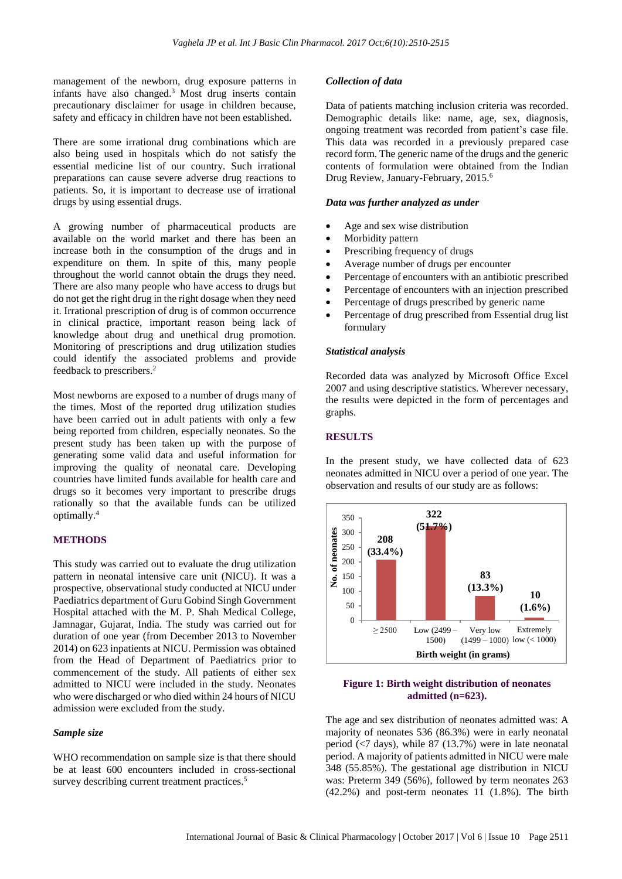management of the newborn, drug exposure patterns in infants have also changed.[3] Most drug inserts contain precautionary disclaimer for usage in children because, safety and efficacy in children have not been established.

There are some irrational drug combinations which are also being used in hospitals which do not satisfy the essential medicine list of our country. Such irrational preparations can cause severe adverse drug reactions to patients. So, it is important to decrease use of irrational drugs by using essential drugs.

A growing number of pharmaceutical products are available on the world market and there has been an increase both in the consumption of the drugs and in expenditure on them. In spite of this, many people throughout the world cannot obtain the drugs they need. There are also many people who have access to drugs but do not get the right drug in the right dosage when they need it. Irrational prescription of drug is of common occurrence in clinical practice, important reason being lack of knowledge about drug and unethical drug promotion. Monitoring of prescriptions and drug utilization studies could identify the associated problems and provide feedback to prescribers.[2]

Most newborns are exposed to a number of drugs many of the times. Most of the reported drug utilization studies have been carried out in adult patients with only a few being reported from children, especially neonates. So the present study has been taken up with the purpose of generating some valid data and useful information for improving the quality of neonatal care. Developing countries have limited funds available for health care and drugs so it becomes very important to prescribe drugs rationally so that the available funds can be utilized optimally.[4]

## METHODS

This study was carried out to evaluate the drug utilization pattern in neonatal intensive care unit (NICU). It was a prospective, observational study conducted at NICU under Paediatrics department of Guru Gobind Singh Government Hospital attached with the M. P. Shah Medical College, Jamnagar, Gujarat, India. The study was carried out for duration of one year (from December 2013 to November 2014) on 623 inpatients at NICU. Permission was obtained from the Head of Department of Paediatrics prior to commencement of the study. All patients of either sex admitted to NICU were included in the study. Neonates who were discharged or who died within 24 hours of NICU admission were excluded from the study.

### *Sample size*

WHO recommendation on sample size is that there should be at least 600 encounters included in cross-sectional survey describing current treatment practices.[5]

### *Collection of data*

Data of patients matching inclusion criteria was recorded. Demographic details like: name, age, sex, diagnosis, ongoing treatment was recorded from patient's case file. This data was recorded in a previously prepared case record form. The generic name of the drugs and the generic contents of formulation were obtained from the Indian Drug Review, January-February, 2015.[6]

### *Data was further analyzed as under*

- Age and sex wise distribution
- Morbidity pattern
- Prescribing frequency of drugs
- Average number of drugs per encounter
- Percentage of encounters with an antibiotic prescribed
- Percentage of encounters with an injection prescribed
- Percentage of drugs prescribed by generic name
- Percentage of drug prescribed from Essential drug list formulary

### *Statistical analysis*

Recorded data was analyzed by Microsoft Office Excel 2007 and using descriptive statistics. Wherever necessary, the results were depicted in the form of percentages and graphs.

## RESULTS

In the present study, we have collected data of 623 neonates admitted in NICU over a period of one year. The observation and results of our study are as follows:

| Birth weight (in grams) | No. of neonates |
|---|---|
| ≥ 2500 | 208 (33.4%) |
| Low (2499 – 1500) | 322 (51.7%) |
| Very low (1499 – 1000) | 83 (13.3%) |
| Extremely low (< 1000) | 10 (1.6%) |

**Figure 1: Birth weight distribution of neonates admitted (n=623).**

The age and sex distribution of neonates admitted was: A majority of neonates 536 (86.3%) were in early neonatal period (<7 days), while 87 (13.7%) were in late neonatal period. A majority of patients admitted in NICU were male 348 (55.85%). The gestational age distribution in NICU was: Preterm 349 (56%), followed by term neonates 263 (42.2%) and post-term neonates 11 (1.8%). The birth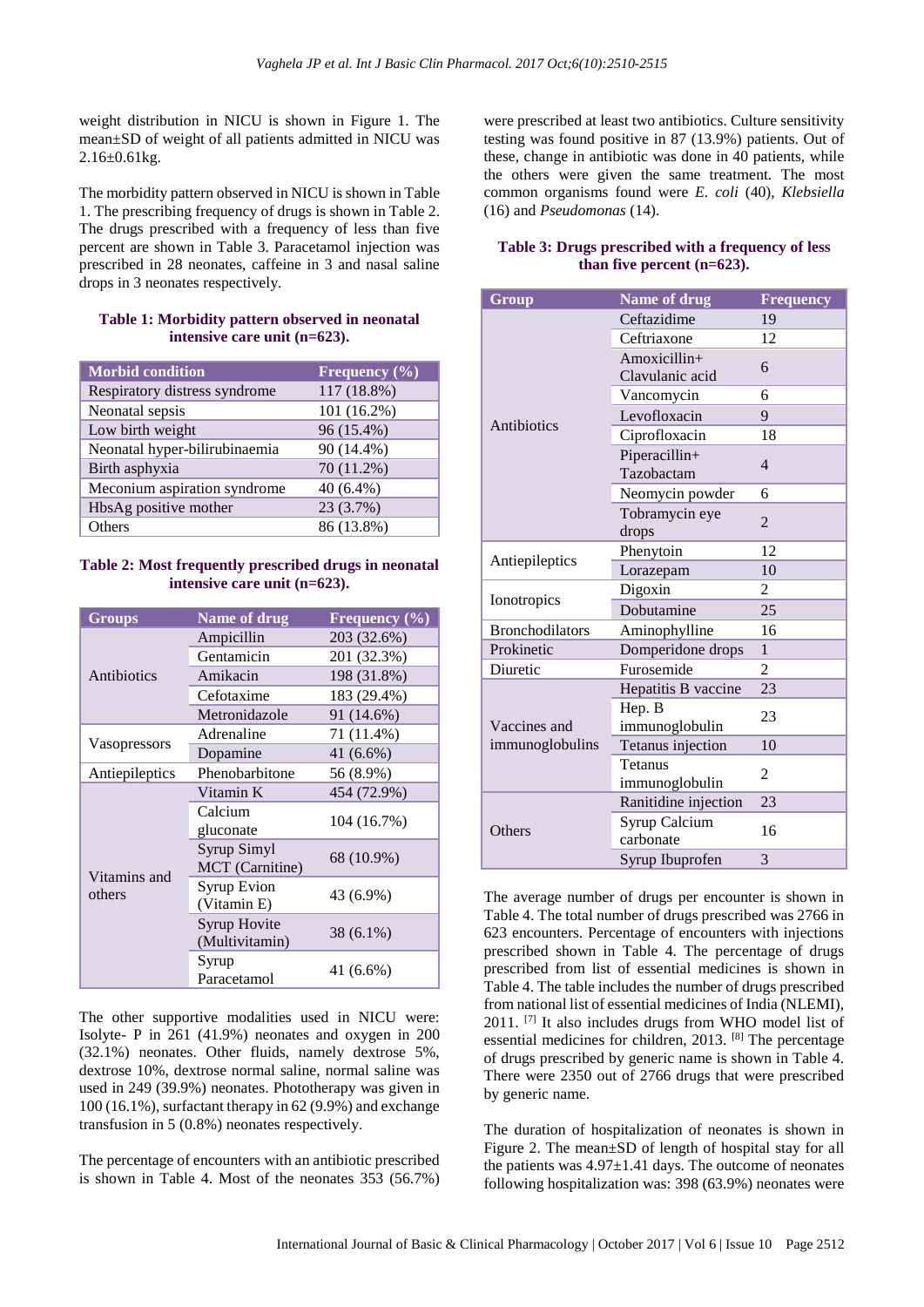weight distribution in NICU is shown in Figure 1. The mean±SD of weight of all patients admitted in NICU was 2.16±0.61kg.

The morbidity pattern observed in NICU is shown in Table 1. The prescribing frequency of drugs is shown in Table 2. The drugs prescribed with a frequency of less than five percent are shown in Table 3. Paracetamol injection was prescribed in 28 neonates, caffeine in 3 and nasal saline drops in 3 neonates respectively.

**Table 1: Morbidity pattern observed in neonatal intensive care unit (n=623).**

| Morbid condition | Frequency (%) |
|---|---|
| Respiratory distress syndrome | 117 (18.8%) |
| Neonatal sepsis | 101 (16.2%) |
| Low birth weight | 96 (15.4%) |
| Neonatal hyper-bilirubinaemia | 90 (14.4%) |
| Birth asphyxia | 70 (11.2%) |
| Meconium aspiration syndrome | 40 (6.4%) |
| HbsAg positive mother | 23 (3.7%) |
| Others | 86 (13.8%) |

**Table 2: Most frequently prescribed drugs in neonatal intensive care unit (n=623).**

| Groups | Name of drug | Frequency (%) |
|---|---|---|
| Antibiotics | Ampicillin | 203 (32.6%) |
| | Gentamicin | 201 (32.3%) |
| | Amikacin | 198 (31.8%) |
| | Cefotaxime | 183 (29.4%) |
| | Metronidazole | 91 (14.6%) |
| Vasopressors | Adrenaline | 71 (11.4%) |
| | Dopamine | 41 (6.6%) |
| Antiepileptics | Phenobarbitone | 56 (8.9%) |
| Vitamins and others | Vitamin K | 454 (72.9%) |
| | Calcium gluconate | 104 (16.7%) |
| | Syrup Simyl MCT (Carnitine) | 68 (10.9%) |
| | Syrup Evion (Vitamin E) | 43 (6.9%) |
| | Syrup Hovite (Multivitamin) | 38 (6.1%) |
| | Syrup Paracetamol | 41 (6.6%) |

The other supportive modalities used in NICU were: Isolyte- P in 261 (41.9%) neonates and oxygen in 200 (32.1%) neonates. Other fluids, namely dextrose 5%, dextrose 10%, dextrose normal saline, normal saline was used in 249 (39.9%) neonates. Phototherapy was given in 100 (16.1%), surfactant therapy in 62 (9.9%) and exchange transfusion in 5 (0.8%) neonates respectively.

The percentage of encounters with an antibiotic prescribed is shown in Table 4. Most of the neonates 353 (56.7%) were prescribed at least two antibiotics. Culture sensitivity testing was found positive in 87 (13.9%) patients. Out of these, change in antibiotic was done in 40 patients, while the others were given the same treatment. The most common organisms found were *E. coli* (40), *Klebsiella* (16) and *Pseudomonas* (14).

**Table 3: Drugs prescribed with a frequency of less than five percent (n=623).**

| Group | Name of drug | Frequency |
|---|---|---|
| Antibiotics | Ceftazidime | 19 |
| | Ceftriaxone | 12 |
| | Amoxicillin+ Clavulanic acid | 6 |
| | Vancomycin | 6 |
| | Levofloxacin | 9 |
| | Ciprofloxacin | 18 |
| | Piperacillin+ Tazobactam | 4 |
| | Neomycin powder | 6 |
| | Tobramycin eye drops | 2 |
| Antiepileptics | Phenytoin | 12 |
| | Lorazepam | 10 |
| Ionotropics | Digoxin | 2 |
| | Dobutamine | 25 |
| Bronchodilators | Aminophylline | 16 |
| Prokinetic | Domperidone drops | 1 |
| Diuretic | Furosemide | 2 |
| Vaccines and immunoglobulins | Hepatitis B vaccine | 23 |
| | Hep. B immunoglobulin | 23 |
| | Tetanus injection | 10 |
| | Tetanus immunoglobulin | 2 |
| Others | Ranitidine injection | 23 |
| | Syrup Calcium carbonate | 16 |
| | Syrup Ibuprofen | 3 |

The average number of drugs per encounter is shown in Table 4. The total number of drugs prescribed was 2766 in 623 encounters. Percentage of encounters with injections prescribed shown in Table 4. The percentage of drugs prescribed from list of essential medicines is shown in Table 4. The table includes the number of drugs prescribed from national list of essential medicines of India (NLEMI), 2011. [7] It also includes drugs from WHO model list of essential medicines for children, 2013. [8] The percentage of drugs prescribed by generic name is shown in Table 4. There were 2350 out of 2766 drugs that were prescribed by generic name.

The duration of hospitalization of neonates is shown in Figure 2. The mean±SD of length of hospital stay for all the patients was 4.97±1.41 days. The outcome of neonates following hospitalization was: 398 (63.9%) neonates were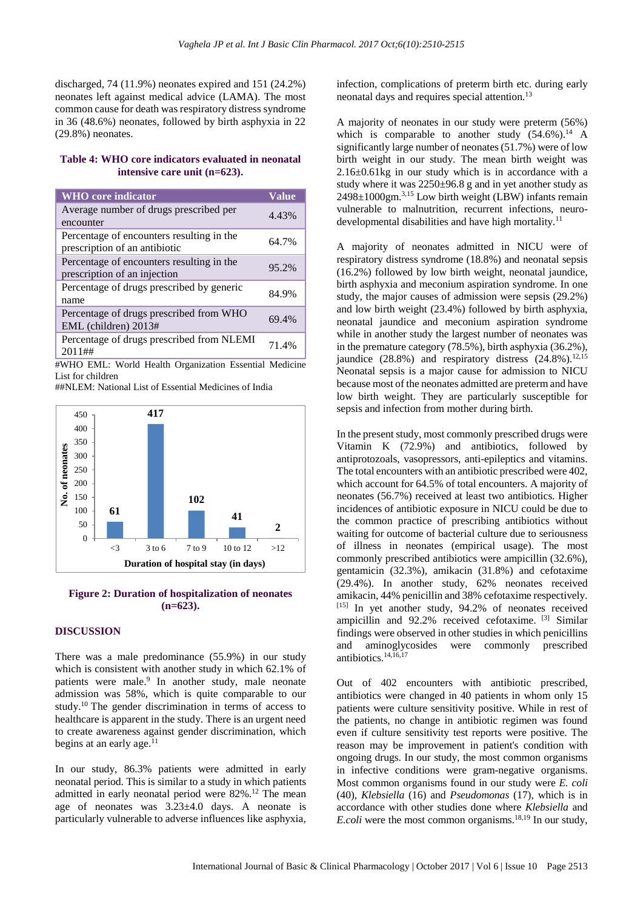discharged, 74 (11.9%) neonates expired and 151 (24.2%) neonates left against medical advice (LAMA). The most common cause for death was respiratory distress syndrome in 36 (48.6%) neonates, followed by birth asphyxia in 22 (29.8%) neonates.

**Table 4: WHO core indicators evaluated in neonatal intensive care unit (n=623).**

| WHO core indicator | Value |
|---|---|
| Average number of drugs prescribed per encounter | 4.43% |
| Percentage of encounters resulting in the prescription of an antibiotic | 64.7% |
| Percentage of encounters resulting in the prescription of an injection | 95.2% |
| Percentage of drugs prescribed by generic name | 84.9% |
| Percentage of drugs prescribed from WHO EML (children) 2013# | 69.4% |
| Percentage of drugs prescribed from NLEMI 2011## | 71.4% |

#WHO EML: World Health Organization Essential Medicine List for children

##NLEM: National List of Essential Medicines of India

**Figure 2: Duration of hospitalization of neonates (n=623).**

## DISCUSSION

There was a male predominance (55.9%) in our study which is consistent with another study in which 62.1% of patients were male.[9] In another study, male neonate admission was 58%, which is quite comparable to our study.[10] The gender discrimination in terms of access to healthcare is apparent in the study. There is an urgent need to create awareness against gender discrimination, which begins at an early age.[11]

In our study, 86.3% patients were admitted in early neonatal period. This is similar to a study in which patients admitted in early neonatal period were 82%.[12] The mean age of neonates was 3.23±4.0 days. A neonate is particularly vulnerable to adverse influences like asphyxia, infection, complications of preterm birth etc. during early neonatal days and requires special attention.[13]

A majority of neonates in our study were preterm (56%) which is comparable to another study (54.6%).[14] A significantly large number of neonates (51.7%) were of low birth weight in our study. The mean birth weight was 2.16±0.61kg in our study which is in accordance with a study where it was 2250±96.8 g and in yet another study as 2498±1000gm.[3,15] Low birth weight (LBW) infants remain vulnerable to malnutrition, recurrent infections, neuro-developmental disabilities and have high mortality.[11]

A majority of neonates admitted in NICU were of respiratory distress syndrome (18.8%) and neonatal sepsis (16.2%) followed by low birth weight, neonatal jaundice, birth asphyxia and meconium aspiration syndrome. In one study, the major causes of admission were sepsis (29.2%) and low birth weight (23.4%) followed by birth asphyxia, neonatal jaundice and meconium aspiration syndrome while in another study the largest number of neonates was in the premature category (78.5%), birth asphyxia (36.2%), jaundice (28.8%) and respiratory distress (24.8%).[12,15] Neonatal sepsis is a major cause for admission to NICU because most of the neonates admitted are preterm and have low birth weight. They are particularly susceptible for sepsis and infection from mother during birth.

In the present study, most commonly prescribed drugs were Vitamin K (72.9%) and antibiotics, followed by antiprotozoals, vasopressors, anti-epileptics and vitamins. The total encounters with an antibiotic prescribed were 402, which account for 64.5% of total encounters. A majority of neonates (56.7%) received at least two antibiotics. Higher incidences of antibiotic exposure in NICU could be due to the common practice of prescribing antibiotics without waiting for outcome of bacterial culture due to seriousness of illness in neonates (empirical usage). The most commonly prescribed antibiotics were ampicillin (32.6%), gentamicin (32.3%), amikacin (31.8%) and cefotaxime (29.4%). In another study, 62% neonates received amikacin, 44% penicillin and 38% cefotaxime respectively.[15] In yet another study, 94.2% of neonates received ampicillin and 92.2% received cefotaxime. [3] Similar findings were observed in other studies in which penicillins and aminoglycosides were commonly prescribed antibiotics.[14,16,17]

Out of 402 encounters with antibiotic prescribed, antibiotics were changed in 40 patients in whom only 15 patients were culture sensitivity positive. While in rest of the patients, no change in antibiotic regimen was found even if culture sensitivity test reports were positive. The reason may be improvement in patient's condition with ongoing drugs. In our study, the most common organisms in infective conditions were gram-negative organisms. Most common organisms found in our study were *E. coli* (40), *Klebsiella* (16) and *Pseudomonas* (17), which is in accordance with other studies done where *Klebsiella* and *E.coli* were the most common organisms.[18,19] In our study,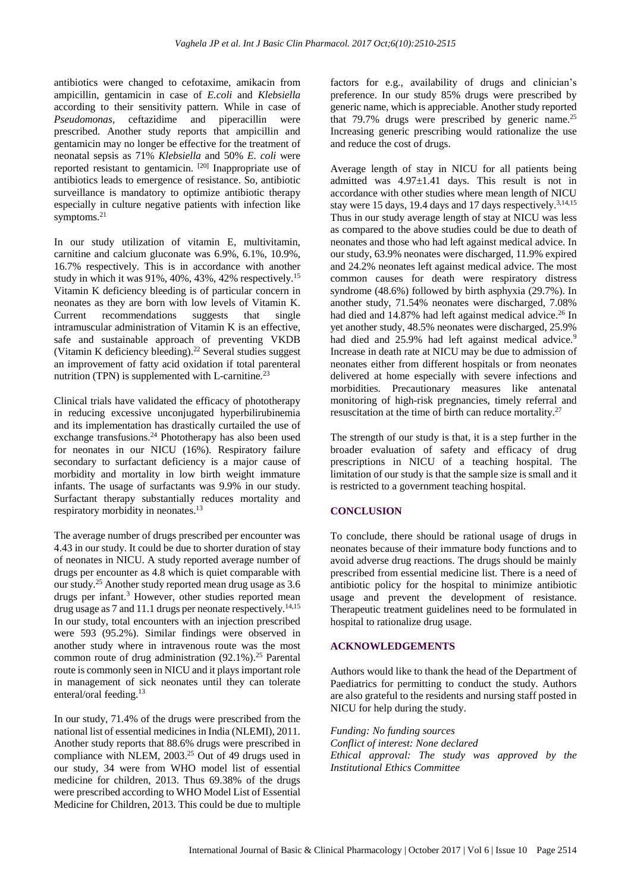antibiotics were changed to cefotaxime, amikacin from ampicillin, gentamicin in case of *E.coli* and *Klebsiella* according to their sensitivity pattern. While in case of *Pseudomonas*, ceftazidime and piperacillin were prescribed. Another study reports that ampicillin and gentamicin may no longer be effective for the treatment of neonatal sepsis as 71% *Klebsiella* and 50% *E. coli* were reported resistant to gentamicin. [20] Inappropriate use of antibiotics leads to emergence of resistance. So, antibiotic surveillance is mandatory to optimize antibiotic therapy especially in culture negative patients with infection like symptoms.[21]

In our study utilization of vitamin E, multivitamin, carnitine and calcium gluconate was 6.9%, 6.1%, 10.9%, 16.7% respectively. This is in accordance with another study in which it was 91%, 40%, 43%, 42% respectively.[15] Vitamin K deficiency bleeding is of particular concern in neonates as they are born with low levels of Vitamin K. Current recommendations suggests that single intramuscular administration of Vitamin K is an effective, safe and sustainable approach of preventing VKDB (Vitamin K deficiency bleeding).[22] Several studies suggest an improvement of fatty acid oxidation if total parenteral nutrition (TPN) is supplemented with L-carnitine.[23]

Clinical trials have validated the efficacy of phototherapy in reducing excessive unconjugated hyperbilirubinemia and its implementation has drastically curtailed the use of exchange transfusions.[24] Phototherapy has also been used for neonates in our NICU (16%). Respiratory failure secondary to surfactant deficiency is a major cause of morbidity and mortality in low birth weight immature infants. The usage of surfactants was 9.9% in our study. Surfactant therapy substantially reduces mortality and respiratory morbidity in neonates.[13]

The average number of drugs prescribed per encounter was 4.43 in our study. It could be due to shorter duration of stay of neonates in NICU. A study reported average number of drugs per encounter as 4.8 which is quiet comparable with our study.[25] Another study reported mean drug usage as 3.6 drugs per infant.[3] However, other studies reported mean drug usage as 7 and 11.1 drugs per neonate respectively.[14,15] In our study, total encounters with an injection prescribed were 593 (95.2%). Similar findings were observed in another study where in intravenous route was the most common route of drug administration (92.1%).[25] Parental route is commonly seen in NICU and it plays important role in management of sick neonates until they can tolerate enteral/oral feeding.[13]

In our study, 71.4% of the drugs were prescribed from the national list of essential medicines in India (NLEMI), 2011. Another study reports that 88.6% drugs were prescribed in compliance with NLEM, 2003.[25] Out of 49 drugs used in our study, 34 were from WHO model list of essential medicine for children, 2013. Thus 69.38% of the drugs were prescribed according to WHO Model List of Essential Medicine for Children, 2013. This could be due to multiple factors for e.g., availability of drugs and clinician's preference. In our study 85% drugs were prescribed by generic name, which is appreciable. Another study reported that 79.7% drugs were prescribed by generic name.[25] Increasing generic prescribing would rationalize the use and reduce the cost of drugs.

Average length of stay in NICU for all patients being admitted was 4.97±1.41 days. This result is not in accordance with other studies where mean length of NICU stay were 15 days, 19.4 days and 17 days respectively.[3,14,15] Thus in our study average length of stay at NICU was less as compared to the above studies could be due to death of neonates and those who had left against medical advice. In our study, 63.9% neonates were discharged, 11.9% expired and 24.2% neonates left against medical advice. The most common causes for death were respiratory distress syndrome (48.6%) followed by birth asphyxia (29.7%). In another study, 71.54% neonates were discharged, 7.08% had died and 14.87% had left against medical advice.[26] In yet another study, 48.5% neonates were discharged, 25.9% had died and 25.9% had left against medical advice.[9] Increase in death rate at NICU may be due to admission of neonates either from different hospitals or from neonates delivered at home especially with severe infections and morbidities. Precautionary measures like antenatal monitoring of high-risk pregnancies, timely referral and resuscitation at the time of birth can reduce mortality.[27]

The strength of our study is that, it is a step further in the broader evaluation of safety and efficacy of drug prescriptions in NICU of a teaching hospital. The limitation of our study is that the sample size is small and it is restricted to a government teaching hospital.

## CONCLUSION

To conclude, there should be rational usage of drugs in neonates because of their immature body functions and to avoid adverse drug reactions. The drugs should be mainly prescribed from essential medicine list. There is a need of antibiotic policy for the hospital to minimize antibiotic usage and prevent the development of resistance. Therapeutic treatment guidelines need to be formulated in hospital to rationalize drug usage.

## ACKNOWLEDGEMENTS

Authors would like to thank the head of the Department of Paediatrics for permitting to conduct the study. Authors are also grateful to the residents and nursing staff posted in NICU for help during the study.

*Funding: No funding sources*
*Conflict of interest: None declared*
*Ethical approval: The study was approved by the Institutional Ethics Committee*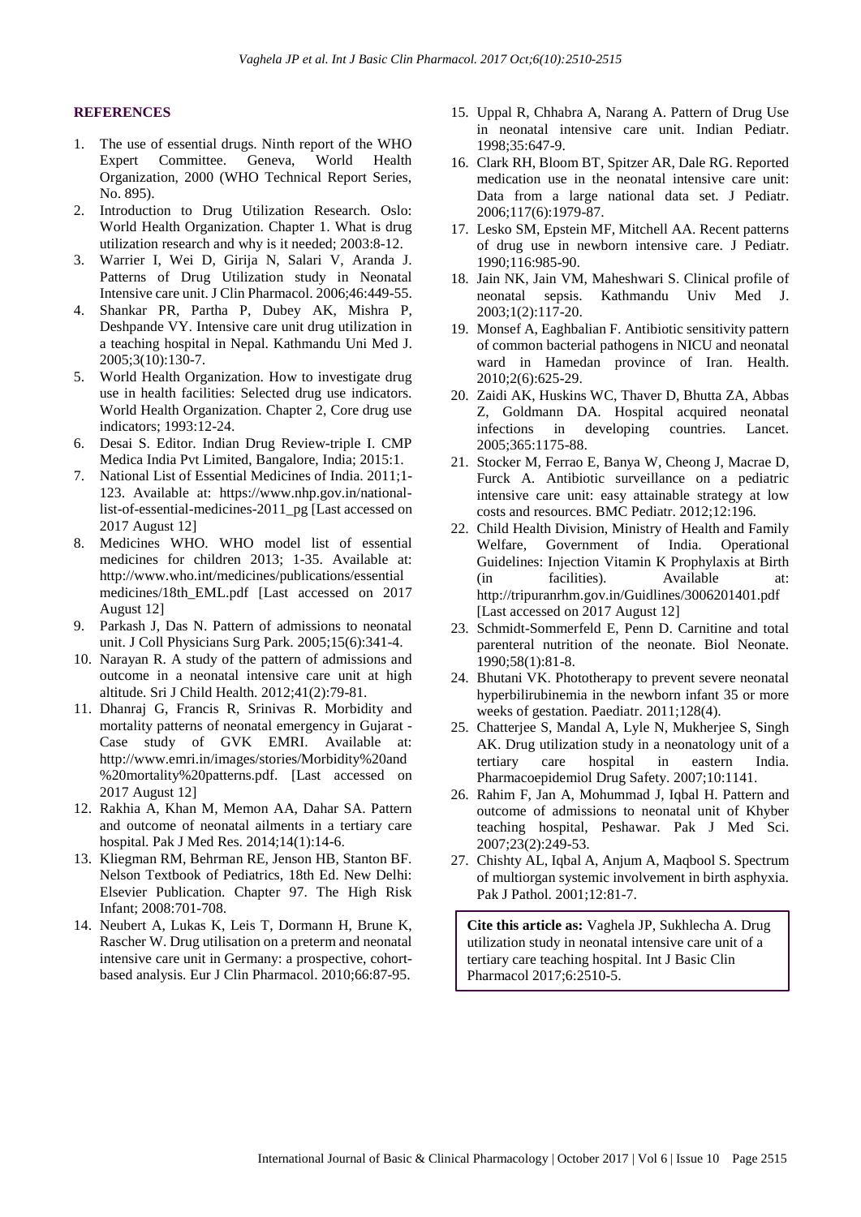## REFERENCES

1. The use of essential drugs. Ninth report of the WHO Expert Committee. Geneva, World Health Organization, 2000 (WHO Technical Report Series, No. 895).
2. Introduction to Drug Utilization Research. Oslo: World Health Organization. Chapter 1. What is drug utilization research and why is it needed; 2003:8-12.
3. Warrier I, Wei D, Girija N, Salari V, Aranda J. Patterns of Drug Utilization study in Neonatal Intensive care unit. J Clin Pharmacol. 2006;46:449-55.
4. Shankar PR, Partha P, Dubey AK, Mishra P, Deshpande VY. Intensive care unit drug utilization in a teaching hospital in Nepal. Kathmandu Uni Med J. 2005;3(10):130-7.
5. World Health Organization. How to investigate drug use in health facilities: Selected drug use indicators. World Health Organization. Chapter 2, Core drug use indicators; 1993:12-24.
6. Desai S. Editor. Indian Drug Review-triple I. CMP Medica India Pvt Limited, Bangalore, India; 2015:1.
7. National List of Essential Medicines of India. 2011;1-123. Available at: https://www.nhp.gov.in/national-list-of-essential-medicines-2011_pg [Last accessed on 2017 August 12]
8. Medicines WHO. WHO model list of essential medicines for children 2013; 1-35. Available at: http://www.who.int/medicines/publications/essential medicines/18th_EML.pdf [Last accessed on 2017 August 12]
9. Parkash J, Das N. Pattern of admissions to neonatal unit. J Coll Physicians Surg Park. 2005;15(6):341-4.
10. Narayan R. A study of the pattern of admissions and outcome in a neonatal intensive care unit at high altitude. Sri J Child Health. 2012;41(2):79-81.
11. Dhanraj G, Francis R, Srinivas R. Morbidity and mortality patterns of neonatal emergency in Gujarat - Case study of GVK EMRI. Available at: http://www.emri.in/images/stories/Morbidity%20and %20mortality%20patterns.pdf. [Last accessed on 2017 August 12]
12. Rakhia A, Khan M, Memon AA, Dahar SA. Pattern and outcome of neonatal ailments in a tertiary care hospital. Pak J Med Res. 2014;14(1):14-6.
13. Kliegman RM, Behrman RE, Jenson HB, Stanton BF. Nelson Textbook of Pediatrics, 18th Ed. New Delhi: Elsevier Publication. Chapter 97. The High Risk Infant; 2008:701-708.
14. Neubert A, Lukas K, Leis T, Dormann H, Brune K, Rascher W. Drug utilisation on a preterm and neonatal intensive care unit in Germany: a prospective, cohort-based analysis. Eur J Clin Pharmacol. 2010;66:87-95.
15. Uppal R, Chhabra A, Narang A. Pattern of Drug Use in neonatal intensive care unit. Indian Pediatr. 1998;35:647-9.
16. Clark RH, Bloom BT, Spitzer AR, Dale RG. Reported medication use in the neonatal intensive care unit: Data from a large national data set. J Pediatr. 2006;117(6):1979-87.
17. Lesko SM, Epstein MF, Mitchell AA. Recent patterns of drug use in newborn intensive care. J Pediatr. 1990;116:985-90.
18. Jain NK, Jain VM, Maheshwari S. Clinical profile of neonatal sepsis. Kathmandu Univ Med J. 2003;1(2):117-20.
19. Monsef A, Eaghbalian F. Antibiotic sensitivity pattern of common bacterial pathogens in NICU and neonatal ward in Hamedan province of Iran. Health. 2010;2(6):625-29.
20. Zaidi AK, Huskins WC, Thaver D, Bhutta ZA, Abbas Z, Goldmann DA. Hospital acquired neonatal infections in developing countries. Lancet. 2005;365:1175-88.
21. Stocker M, Ferrao E, Banya W, Cheong J, Macrae D, Furck A. Antibiotic surveillance on a pediatric intensive care unit: easy attainable strategy at low costs and resources. BMC Pediatr. 2012;12:196.
22. Child Health Division, Ministry of Health and Family Welfare, Government of India. Operational Guidelines: Injection Vitamin K Prophylaxis at Birth (in facilities). Available at: http://tripuranrhm.gov.in/Guidlines/3006201401.pdf [Last accessed on 2017 August 12]
23. Schmidt-Sommerfeld E, Penn D. Carnitine and total parenteral nutrition of the neonate. Biol Neonate. 1990;58(1):81-8.
24. Bhutani VK. Phototherapy to prevent severe neonatal hyperbilirubinemia in the newborn infant 35 or more weeks of gestation. Paediatr. 2011;128(4).
25. Chatterjee S, Mandal A, Lyle N, Mukherjee S, Singh AK. Drug utilization study in a neonatology unit of a tertiary care hospital in eastern India. Pharmacoepidemiol Drug Safety. 2007;10:1141.
26. Rahim F, Jan A, Mohummad J, Iqbal H. Pattern and outcome of admissions to neonatal unit of Khyber teaching hospital, Peshawar. Pak J Med Sci. 2007;23(2):249-53.
27. Chishty AL, Iqbal A, Anjum A, Maqbool S. Spectrum of multiorgan systemic involvement in birth asphyxia. Pak J Pathol. 2001;12:81-7.

**Cite this article as:** Vaghela JP, Sukhlecha A. Drug utilization study in neonatal intensive care unit of a tertiary care teaching hospital. Int J Basic Clin Pharmacol 2017;6:2510-5.